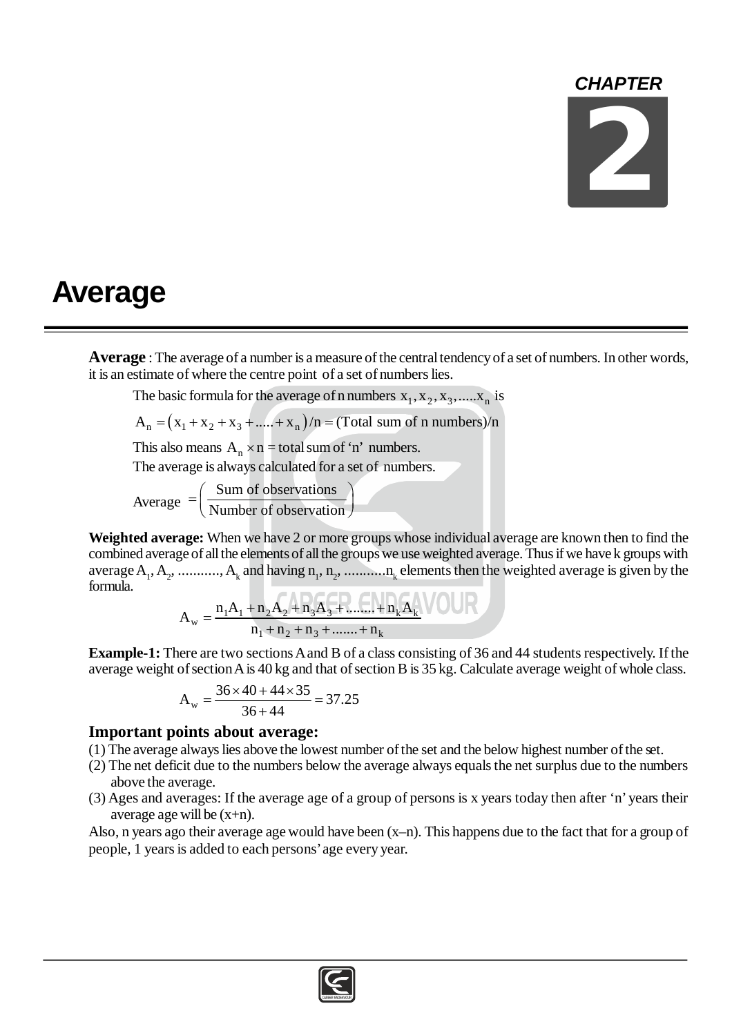CHAPTER 2

# Average

**Average** : The average of a number is a measure of the central tendency of a set of numbers. In other words, it is an estimate of where the centre point of a set of numbers lies.

The basic formula for the average of n numbers $x_1, x_2, x_3, .....x_n$ is

$A_n = (x_1 + x_2 + x_3 + ..... + x_n)/n = \text{(Total sum of n numbers)}/n$

This also means $A_n \times n$ = total sum of 'n' numbers.

The average is always calculated for a set of numbers.

$$\text{Average} = \left( \frac{\text{Sum of observations}}{\text{Number of observation}} \right)$$

**Weighted average:** When we have 2 or more groups whose individual average are known then to find the combined average of all the elements of all the groups we use weighted average. Thus if we have k groups with average $A_1, A_2, ..........., A_k$ and having $n_1, n_2, ...........n_k$ elements then the weighted average is given by the formula.

$$A_w = \frac{n_1A_1 + n_2A_2 + n_3A_3 + ........ + n_kA_k}{n_1 + n_2 + n_3 + ....... + n_k}$$

**Example-1:** There are two sections A and B of a class consisting of 36 and 44 students respectively. If the average weight of section A is 40 kg and that of section B is 35 kg. Calculate average weight of whole class.

$$A_w = \frac{36 \times 40 + 44 \times 35}{36 + 44} = 37.25$$

### Important points about average:

(1) The average always lies above the lowest number of the set and the below highest number of the set.

(2) The net deficit due to the numbers below the average always equals the net surplus due to the numbers above the average.

(3) Ages and averages: If the average age of a group of persons is x years today then after 'n' years their average age will be (x+n).

Also, n years ago their average age would have been (x–n). This happens due to the fact that for a group of people, 1 years is added to each persons' age every year.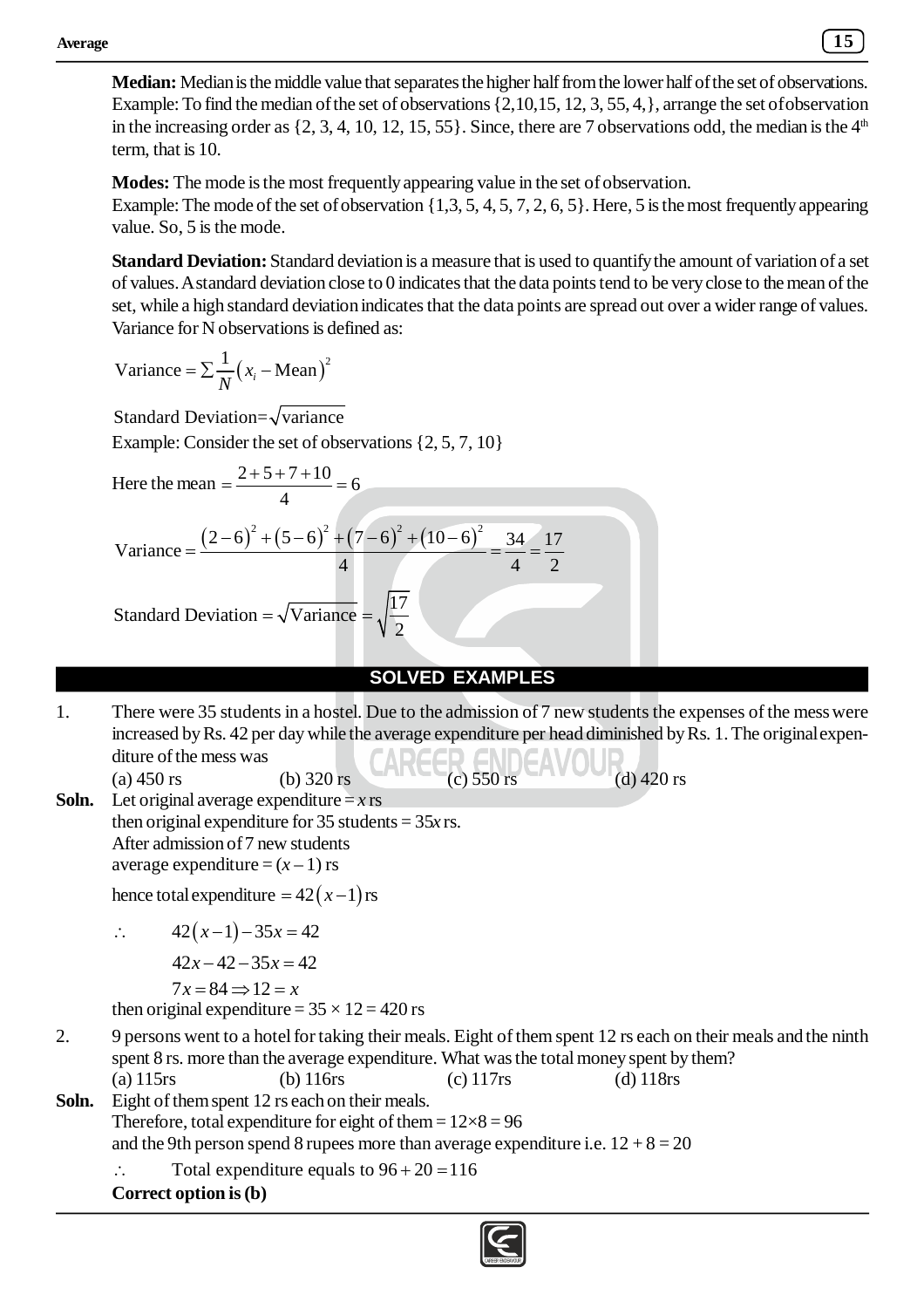**Median:** Median is the middle value that separates the higher half from the lower half of the set of observations. Example: To find the median of the set of observations {2,10,15, 12, 3, 55, 4,}, arrange the set of observation in the increasing order as {2, 3, 4, 10, 12, 15, 55}. Since, there are 7 observations odd, the median is the 4th term, that is 10.

**Modes:** The mode is the most frequently appearing value in the set of observation.
Example: The mode of the set of observation {1,3, 5, 4, 5, 7, 2, 6, 5}. Here, 5 is the most frequently appearing value. So, 5 is the mode.

**Standard Deviation:** Standard deviation is a measure that is used to quantify the amount of variation of a set of values. A standard deviation close to 0 indicates that the data points tend to be very close to the mean of the set, while a high standard deviation indicates that the data points are spread out over a wider range of values. Variance for N observations is defined as:

$$\text{Variance} = \Sigma \frac{1}{N}\left(x_i - \text{Mean}\right)^2$$

$$\text{Standard Deviation} = \sqrt{\text{variance}}$$

Example: Consider the set of observations {2, 5, 7, 10}

$$\text{Here the mean} = \frac{2+5+7+10}{4} = 6$$

$$\text{Variance} = \frac{(2-6)^2 + (5-6)^2 + (7-6)^2 + (10-6)^2}{4} = \frac{34}{4} = \frac{17}{2}$$

$$\text{Standard Deviation} = \sqrt{\text{Variance}} = \sqrt{\frac{17}{2}}$$

## SOLVED EXAMPLES

1. There were 35 students in a hostel. Due to the admission of 7 new students the expenses of the mess were increased by Rs. 42 per day while the average expenditure per head diminished by Rs. 1. The original expenditure of the mess was

(a) 450 rs (b) 320 rs (c) 550 rs (d) 420 rs

**Soln.** Let original average expenditure = $x$ rs
then original expenditure for 35 students = $35x$ rs.
After admission of 7 new students
average expenditure = $(x - 1)$ rs

hence total expenditure $= 42(x-1)$ rs

$$\therefore \quad 42(x-1) - 35x = 42$$

$$42x - 42 - 35x = 42$$

$$7x = 84 \Rightarrow 12 = x$$

then original expenditure = 35 × 12 = 420 rs

2. 9 persons went to a hotel for taking their meals. Eight of them spent 12 rs each on their meals and the ninth spent 8 rs. more than the average expenditure. What was the total money spent by them?

(a) 115rs (b) 116rs (c) 117rs (d) 118rs

**Soln.** Eight of them spent 12 rs each on their meals.
Therefore, total expenditure for eight of them = 12×8 = 96
and the 9th person spend 8 rupees more than average expenditure i.e. 12 + 8 = 20

$\therefore$ Total expenditure equals to $96 + 20 = 116$

**Correct option is (b)**